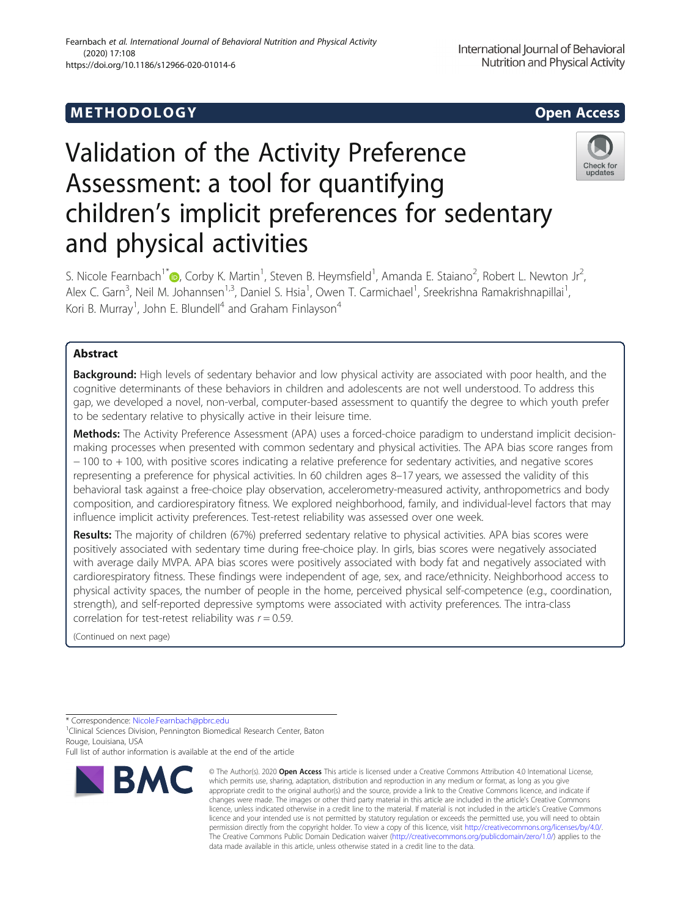METHODOLOGY

Open Access

# Validation of the Activity Preference Assessment: a tool for quantifying children's implicit preferences for sedentary and physical activities

S. Nicole Fearnbach[1*], Corby K. Martin[1], Steven B. Heymsfield[1], Amanda E. Staiano[2], Robert L. Newton Jr[2], Alex C. Garn[3], Neil M. Johannsen[1,3], Daniel S. Hsia[1], Owen T. Carmichael[1], Sreekrishna Ramakrishnapillai[1], Kori B. Murray[1], John E. Blundell[4] and Graham Finlayson[4]

## Abstract

**Background:** High levels of sedentary behavior and low physical activity are associated with poor health, and the cognitive determinants of these behaviors in children and adolescents are not well understood. To address this gap, we developed a novel, non-verbal, computer-based assessment to quantify the degree to which youth prefer to be sedentary relative to physically active in their leisure time.

**Methods:** The Activity Preference Assessment (APA) uses a forced-choice paradigm to understand implicit decision-making processes when presented with common sedentary and physical activities. The APA bias score ranges from − 100 to + 100, with positive scores indicating a relative preference for sedentary activities, and negative scores representing a preference for physical activities. In 60 children ages 8–17 years, we assessed the validity of this behavioral task against a free-choice play observation, accelerometry-measured activity, anthropometrics and body composition, and cardiorespiratory fitness. We explored neighborhood, family, and individual-level factors that may influence implicit activity preferences. Test-retest reliability was assessed over one week.

**Results:** The majority of children (67%) preferred sedentary relative to physical activities. APA bias scores were positively associated with sedentary time during free-choice play. In girls, bias scores were negatively associated with average daily MVPA. APA bias scores were positively associated with body fat and negatively associated with cardiorespiratory fitness. These findings were independent of age, sex, and race/ethnicity. Neighborhood access to physical activity spaces, the number of people in the home, perceived physical self-competence (e.g., coordination, strength), and self-reported depressive symptoms were associated with activity preferences. The intra-class correlation for test-retest reliability was $r = 0.59$.

(Continued on next page)

* Correspondence: Nicole.Fearnbach@pbrc.edu

[1]Clinical Sciences Division, Pennington Biomedical Research Center, Baton Rouge, Louisiana, USA

Full list of author information is available at the end of the article

© The Author(s). 2020 **Open Access** This article is licensed under a Creative Commons Attribution 4.0 International License, which permits use, sharing, adaptation, distribution and reproduction in any medium or format, as long as you give appropriate credit to the original author(s) and the source, provide a link to the Creative Commons licence, and indicate if changes were made. The images or other third party material in this article are included in the article's Creative Commons licence, unless indicated otherwise in a credit line to the material. If material is not included in the article's Creative Commons licence and your intended use is not permitted by statutory regulation or exceeds the permitted use, you will need to obtain permission directly from the copyright holder. To view a copy of this licence, visit http://creativecommons.org/licenses/by/4.0/. The Creative Commons Public Domain Dedication waiver (http://creativecommons.org/publicdomain/zero/1.0/) applies to the data made available in this article, unless otherwise stated in a credit line to the data.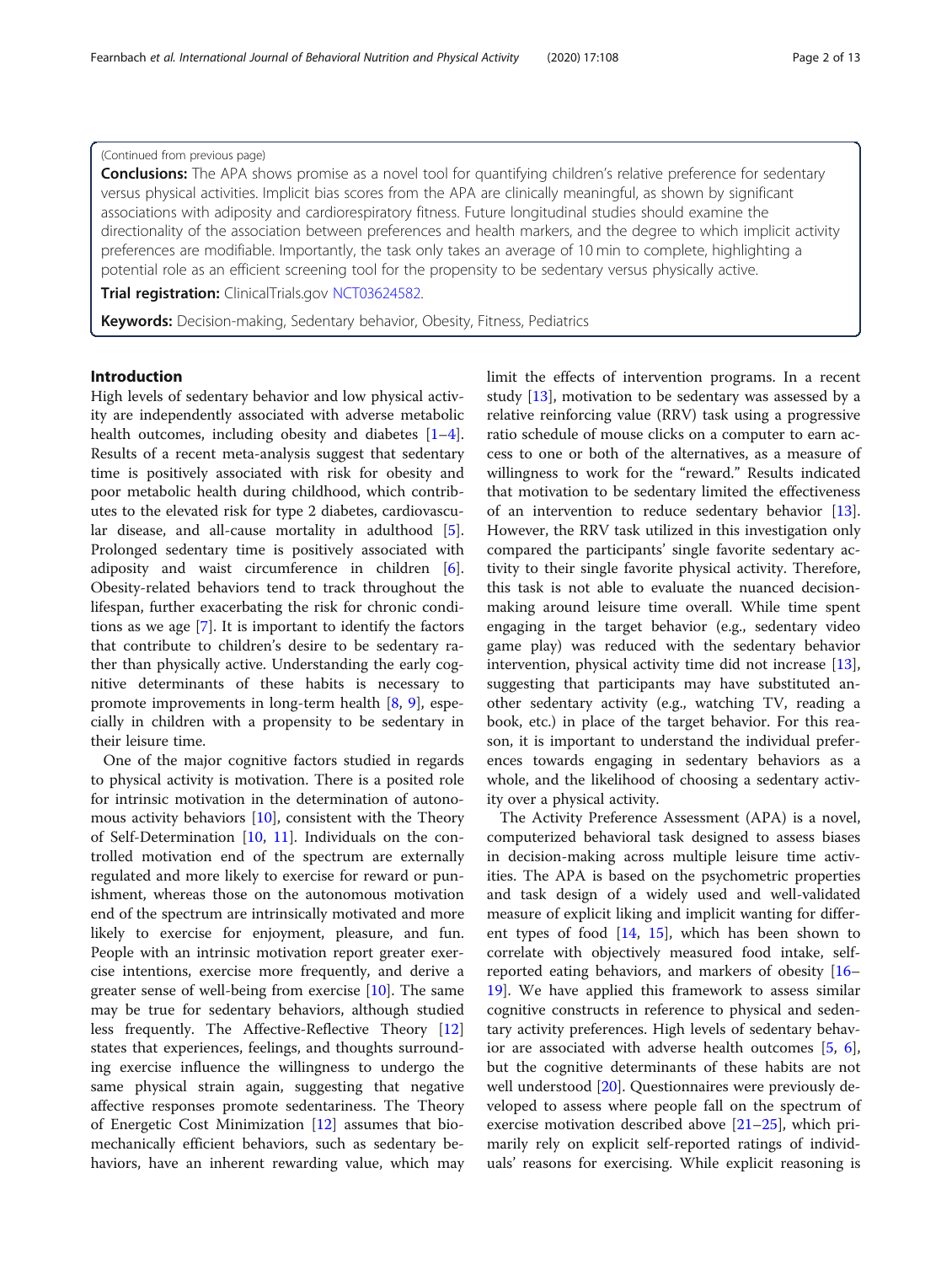(Continued from previous page)

**Conclusions:** The APA shows promise as a novel tool for quantifying children's relative preference for sedentary versus physical activities. Implicit bias scores from the APA are clinically meaningful, as shown by significant associations with adiposity and cardiorespiratory fitness. Future longitudinal studies should examine the directionality of the association between preferences and health markers, and the degree to which implicit activity preferences are modifiable. Importantly, the task only takes an average of 10 min to complete, highlighting a potential role as an efficient screening tool for the propensity to be sedentary versus physically active.

**Trial registration:** ClinicalTrials.gov NCT03624582.

**Keywords:** Decision-making, Sedentary behavior, Obesity, Fitness, Pediatrics

## Introduction

High levels of sedentary behavior and low physical activity are independently associated with adverse metabolic health outcomes, including obesity and diabetes [1–4]. Results of a recent meta-analysis suggest that sedentary time is positively associated with risk for obesity and poor metabolic health during childhood, which contributes to the elevated risk for type 2 diabetes, cardiovascular disease, and all-cause mortality in adulthood [5]. Prolonged sedentary time is positively associated with adiposity and waist circumference in children [6]. Obesity-related behaviors tend to track throughout the lifespan, further exacerbating the risk for chronic conditions as we age [7]. It is important to identify the factors that contribute to children's desire to be sedentary rather than physically active. Understanding the early cognitive determinants of these habits is necessary to promote improvements in long-term health [8, 9], especially in children with a propensity to be sedentary in their leisure time.

One of the major cognitive factors studied in regards to physical activity is motivation. There is a posited role for intrinsic motivation in the determination of autonomous activity behaviors [10], consistent with the Theory of Self-Determination [10, 11]. Individuals on the controlled motivation end of the spectrum are externally regulated and more likely to exercise for reward or punishment, whereas those on the autonomous motivation end of the spectrum are intrinsically motivated and more likely to exercise for enjoyment, pleasure, and fun. People with an intrinsic motivation report greater exercise intentions, exercise more frequently, and derive a greater sense of well-being from exercise [10]. The same may be true for sedentary behaviors, although studied less frequently. The Affective-Reflective Theory [12] states that experiences, feelings, and thoughts surrounding exercise influence the willingness to undergo the same physical strain again, suggesting that negative affective responses promote sedentariness. The Theory of Energetic Cost Minimization [12] assumes that biomechanically efficient behaviors, such as sedentary behaviors, have an inherent rewarding value, which may limit the effects of intervention programs. In a recent study [13], motivation to be sedentary was assessed by a relative reinforcing value (RRV) task using a progressive ratio schedule of mouse clicks on a computer to earn access to one or both of the alternatives, as a measure of willingness to work for the "reward." Results indicated that motivation to be sedentary limited the effectiveness of an intervention to reduce sedentary behavior [13]. However, the RRV task utilized in this investigation only compared the participants' single favorite sedentary activity to their single favorite physical activity. Therefore, this task is not able to evaluate the nuanced decision-making around leisure time overall. While time spent engaging in the target behavior (e.g., sedentary video game play) was reduced with the sedentary behavior intervention, physical activity time did not increase [13], suggesting that participants may have substituted another sedentary activity (e.g., watching TV, reading a book, etc.) in place of the target behavior. For this reason, it is important to understand the individual preferences towards engaging in sedentary behaviors as a whole, and the likelihood of choosing a sedentary activity over a physical activity.

The Activity Preference Assessment (APA) is a novel, computerized behavioral task designed to assess biases in decision-making across multiple leisure time activities. The APA is based on the psychometric properties and task design of a widely used and well-validated measure of explicit liking and implicit wanting for different types of food [14, 15], which has been shown to correlate with objectively measured food intake, self-reported eating behaviors, and markers of obesity [16–19]. We have applied this framework to assess similar cognitive constructs in reference to physical and sedentary activity preferences. High levels of sedentary behavior are associated with adverse health outcomes [5, 6], but the cognitive determinants of these habits are not well understood [20]. Questionnaires were previously developed to assess where people fall on the spectrum of exercise motivation described above [21–25], which primarily rely on explicit self-reported ratings of individuals' reasons for exercising. While explicit reasoning is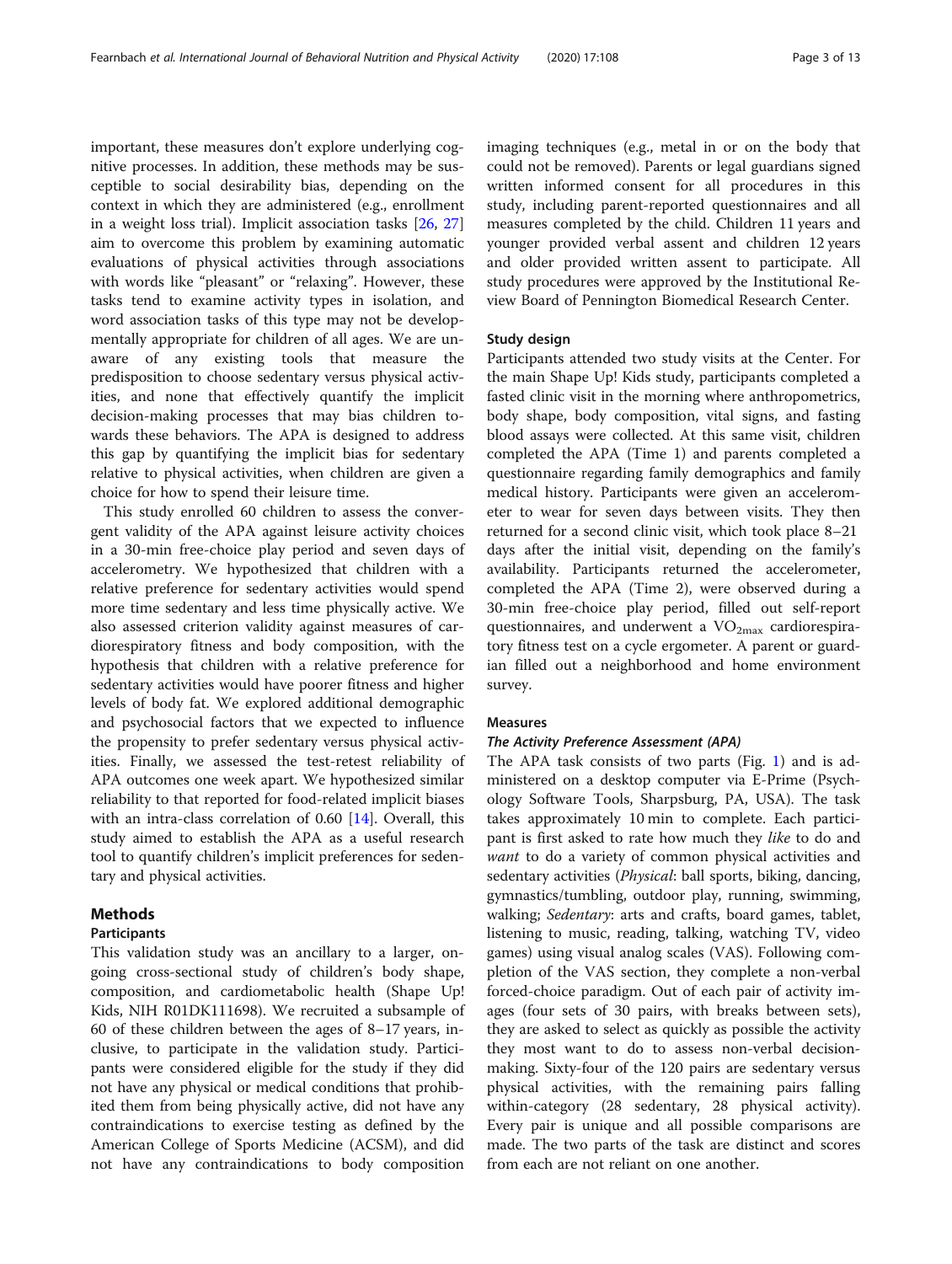important, these measures don't explore underlying cognitive processes. In addition, these methods may be susceptible to social desirability bias, depending on the context in which they are administered (e.g., enrollment in a weight loss trial). Implicit association tasks [26, 27] aim to overcome this problem by examining automatic evaluations of physical activities through associations with words like "pleasant" or "relaxing". However, these tasks tend to examine activity types in isolation, and word association tasks of this type may not be developmentally appropriate for children of all ages. We are unaware of any existing tools that measure the predisposition to choose sedentary versus physical activities, and none that effectively quantify the implicit decision-making processes that may bias children towards these behaviors. The APA is designed to address this gap by quantifying the implicit bias for sedentary relative to physical activities, when children are given a choice for how to spend their leisure time.

This study enrolled 60 children to assess the convergent validity of the APA against leisure activity choices in a 30-min free-choice play period and seven days of accelerometry. We hypothesized that children with a relative preference for sedentary activities would spend more time sedentary and less time physically active. We also assessed criterion validity against measures of cardiorespiratory fitness and body composition, with the hypothesis that children with a relative preference for sedentary activities would have poorer fitness and higher levels of body fat. We explored additional demographic and psychosocial factors that we expected to influence the propensity to prefer sedentary versus physical activities. Finally, we assessed the test-retest reliability of APA outcomes one week apart. We hypothesized similar reliability to that reported for food-related implicit biases with an intra-class correlation of 0.60 [14]. Overall, this study aimed to establish the APA as a useful research tool to quantify children's implicit preferences for sedentary and physical activities.

## Methods

### Participants

This validation study was an ancillary to a larger, ongoing cross-sectional study of children's body shape, composition, and cardiometabolic health (Shape Up! Kids, NIH R01DK111698). We recruited a subsample of 60 of these children between the ages of 8–17 years, inclusive, to participate in the validation study. Participants were considered eligible for the study if they did not have any physical or medical conditions that prohibited them from being physically active, did not have any contraindications to exercise testing as defined by the American College of Sports Medicine (ACSM), and did not have any contraindications to body composition imaging techniques (e.g., metal in or on the body that could not be removed). Parents or legal guardians signed written informed consent for all procedures in this study, including parent-reported questionnaires and all measures completed by the child. Children 11 years and younger provided verbal assent and children 12 years and older provided written assent to participate. All study procedures were approved by the Institutional Review Board of Pennington Biomedical Research Center.

### Study design

Participants attended two study visits at the Center. For the main Shape Up! Kids study, participants completed a fasted clinic visit in the morning where anthropometrics, body shape, body composition, vital signs, and fasting blood assays were collected. At this same visit, children completed the APA (Time 1) and parents completed a questionnaire regarding family demographics and family medical history. Participants were given an accelerometer to wear for seven days between visits. They then returned for a second clinic visit, which took place 8–21 days after the initial visit, depending on the family's availability. Participants returned the accelerometer, completed the APA (Time 2), were observed during a 30-min free-choice play period, filled out self-report questionnaires, and underwent a $VO_{2max}$ cardiorespiratory fitness test on a cycle ergometer. A parent or guardian filled out a neighborhood and home environment survey.

### Measures

#### *The Activity Preference Assessment (APA)*

The APA task consists of two parts (Fig. 1) and is administered on a desktop computer via E-Prime (Psychology Software Tools, Sharpsburg, PA, USA). The task takes approximately 10 min to complete. Each participant is first asked to rate how much they *like* to do and *want* to do a variety of common physical activities and sedentary activities (*Physical*: ball sports, biking, dancing, gymnastics/tumbling, outdoor play, running, swimming, walking; *Sedentary*: arts and crafts, board games, tablet, listening to music, reading, talking, watching TV, video games) using visual analog scales (VAS). Following completion of the VAS section, they complete a non-verbal forced-choice paradigm. Out of each pair of activity images (four sets of 30 pairs, with breaks between sets), they are asked to select as quickly as possible the activity they most want to do to assess non-verbal decision-making. Sixty-four of the 120 pairs are sedentary versus physical activities, with the remaining pairs falling within-category (28 sedentary, 28 physical activity). Every pair is unique and all possible comparisons are made. The two parts of the task are distinct and scores from each are not reliant on one another.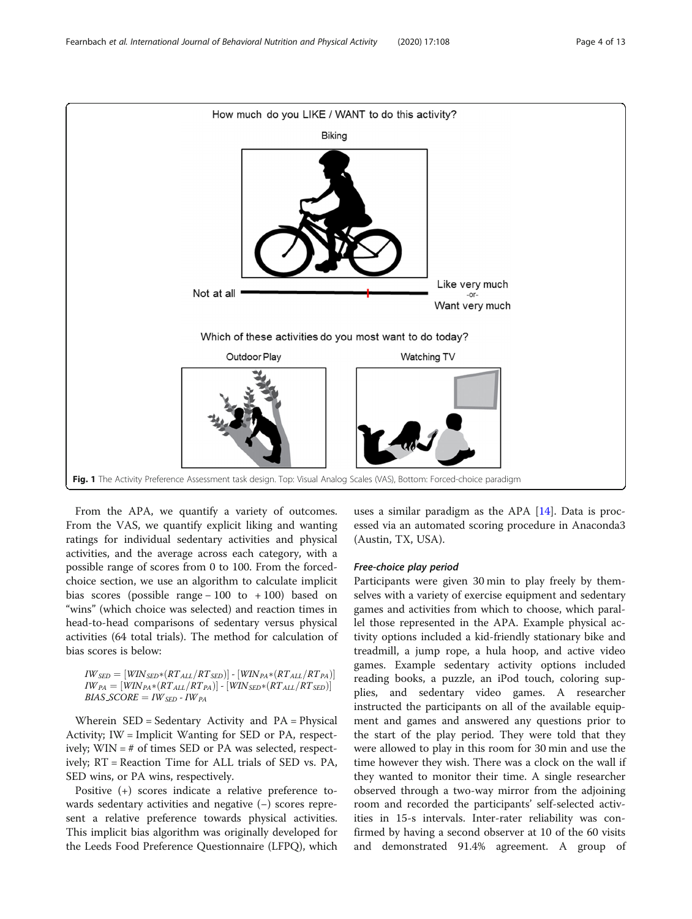How much do you LIKE / WANT to do this activity?

Biking

Not at all — Like very much -or- Want very much

Which of these activities do you most want to do today?

Outdoor Play — Watching TV

**Fig. 1** The Activity Preference Assessment task design. Top: Visual Analog Scales (VAS), Bottom: Forced-choice paradigm

From the APA, we quantify a variety of outcomes. From the VAS, we quantify explicit liking and wanting ratings for individual sedentary activities and physical activities, and the average across each category, with a possible range of scores from 0 to 100. From the forced-choice section, we use an algorithm to calculate implicit bias scores (possible range − 100 to + 100) based on "wins" (which choice was selected) and reaction times in head-to-head comparisons of sedentary versus physical activities (64 total trials). The method for calculation of bias scores is below:

$$IW_{SED} = [WIN_{SED}*(RT_{ALL}/RT_{SED})] - [WIN_{PA}*(RT_{ALL}/RT_{PA})]$$
$$IW_{PA} = [WIN_{PA}*(RT_{ALL}/RT_{PA})] - [WIN_{SED}*(RT_{ALL}/RT_{SED})]$$
$$BIAS\_SCORE = IW_{SED} - IW_{PA}$$

Wherein SED = Sedentary Activity and PA = Physical Activity; IW = Implicit Wanting for SED or PA, respectively; WIN = # of times SED or PA was selected, respectively; RT = Reaction Time for ALL trials of SED vs. PA, SED wins, or PA wins, respectively.

Positive (+) scores indicate a relative preference towards sedentary activities and negative (−) scores represent a relative preference towards physical activities. This implicit bias algorithm was originally developed for the Leeds Food Preference Questionnaire (LFPQ), which uses a similar paradigm as the APA [14]. Data is processed via an automated scoring procedure in Anaconda3 (Austin, TX, USA).

#### *Free-choice play period*

Participants were given 30 min to play freely by themselves with a variety of exercise equipment and sedentary games and activities from which to choose, which parallel those represented in the APA. Example physical activity options included a kid-friendly stationary bike and treadmill, a jump rope, a hula hoop, and active video games. Example sedentary activity options included reading books, a puzzle, an iPod touch, coloring supplies, and sedentary video games. A researcher instructed the participants on all of the available equipment and games and answered any questions prior to the start of the play period. They were told that they were allowed to play in this room for 30 min and use the time however they wish. There was a clock on the wall if they wanted to monitor their time. A single researcher observed through a two-way mirror from the adjoining room and recorded the participants' self-selected activities in 15-s intervals. Inter-rater reliability was confirmed by having a second observer at 10 of the 60 visits and demonstrated 91.4% agreement. A group of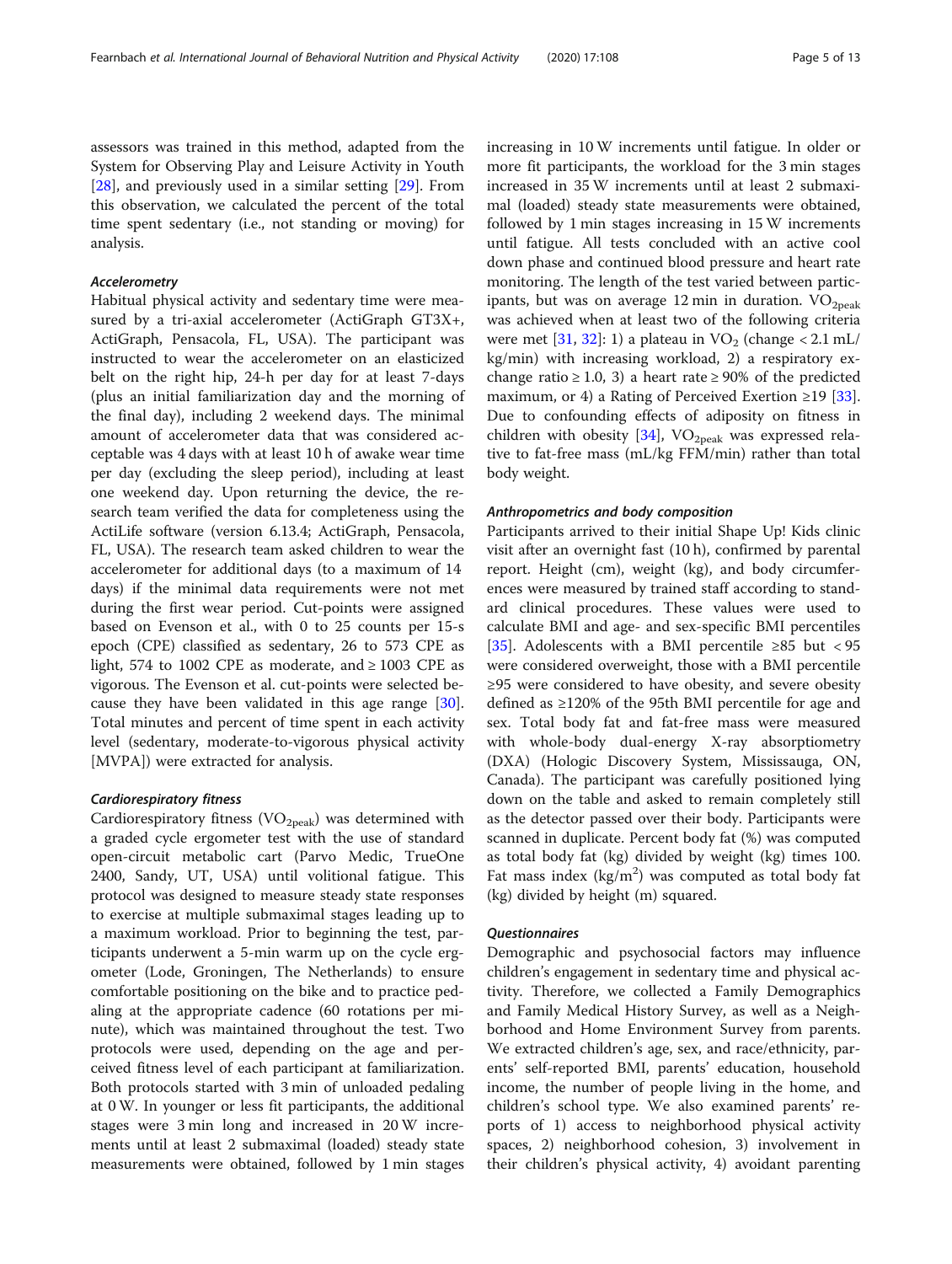assessors was trained in this method, adapted from the System for Observing Play and Leisure Activity in Youth [28], and previously used in a similar setting [29]. From this observation, we calculated the percent of the total time spent sedentary (i.e., not standing or moving) for analysis.

#### *Accelerometry*

Habitual physical activity and sedentary time were measured by a tri-axial accelerometer (ActiGraph GT3X+, ActiGraph, Pensacola, FL, USA). The participant was instructed to wear the accelerometer on an elasticized belt on the right hip, 24-h per day for at least 7-days (plus an initial familiarization day and the morning of the final day), including 2 weekend days. The minimal amount of accelerometer data that was considered acceptable was 4 days with at least 10 h of awake wear time per day (excluding the sleep period), including at least one weekend day. Upon returning the device, the research team verified the data for completeness using the ActiLife software (version 6.13.4; ActiGraph, Pensacola, FL, USA). The research team asked children to wear the accelerometer for additional days (to a maximum of 14 days) if the minimal data requirements were not met during the first wear period. Cut-points were assigned based on Evenson et al., with 0 to 25 counts per 15-s epoch (CPE) classified as sedentary, 26 to 573 CPE as light, 574 to 1002 CPE as moderate, and ≥ 1003 CPE as vigorous. The Evenson et al. cut-points were selected because they have been validated in this age range [30]. Total minutes and percent of time spent in each activity level (sedentary, moderate-to-vigorous physical activity [MVPA]) were extracted for analysis.

#### *Cardiorespiratory fitness*

Cardiorespiratory fitness ($VO_{2peak}$) was determined with a graded cycle ergometer test with the use of standard open-circuit metabolic cart (Parvo Medic, TrueOne 2400, Sandy, UT, USA) until volitional fatigue. This protocol was designed to measure steady state responses to exercise at multiple submaximal stages leading up to a maximum workload. Prior to beginning the test, participants underwent a 5-min warm up on the cycle ergometer (Lode, Groningen, The Netherlands) to ensure comfortable positioning on the bike and to practice pedaling at the appropriate cadence (60 rotations per minute), which was maintained throughout the test. Two protocols were used, depending on the age and perceived fitness level of each participant at familiarization. Both protocols started with 3 min of unloaded pedaling at 0 W. In younger or less fit participants, the additional stages were 3 min long and increased in 20 W increments until at least 2 submaximal (loaded) steady state measurements were obtained, followed by 1 min stages increasing in 10 W increments until fatigue. In older or more fit participants, the workload for the 3 min stages increased in 35 W increments until at least 2 submaximal (loaded) steady state measurements were obtained, followed by 1 min stages increasing in 15 W increments until fatigue. All tests concluded with an active cool down phase and continued blood pressure and heart rate monitoring. The length of the test varied between participants, but was on average 12 min in duration. $VO_{2peak}$ was achieved when at least two of the following criteria were met [31, 32]: 1) a plateau in $VO_2$ (change < 2.1 mL/kg/min) with increasing workload, 2) a respiratory exchange ratio ≥ 1.0, 3) a heart rate ≥ 90% of the predicted maximum, or 4) a Rating of Perceived Exertion ≥19 [33]. Due to confounding effects of adiposity on fitness in children with obesity [34], $VO_{2peak}$ was expressed relative to fat-free mass (mL/kg FFM/min) rather than total body weight.

#### *Anthropometrics and body composition*

Participants arrived to their initial Shape Up! Kids clinic visit after an overnight fast (10 h), confirmed by parental report. Height (cm), weight (kg), and body circumferences were measured by trained staff according to standard clinical procedures. These values were used to calculate BMI and age- and sex-specific BMI percentiles [35]. Adolescents with a BMI percentile ≥85 but < 95 were considered overweight, those with a BMI percentile ≥95 were considered to have obesity, and severe obesity defined as ≥120% of the 95th BMI percentile for age and sex. Total body fat and fat-free mass were measured with whole-body dual-energy X-ray absorptiometry (DXA) (Hologic Discovery System, Mississauga, ON, Canada). The participant was carefully positioned lying down on the table and asked to remain completely still as the detector passed over their body. Participants were scanned in duplicate. Percent body fat (%) was computed as total body fat (kg) divided by weight (kg) times 100. Fat mass index ($kg/m^2$) was computed as total body fat (kg) divided by height (m) squared.

#### *Questionnaires*

Demographic and psychosocial factors may influence children's engagement in sedentary time and physical activity. Therefore, we collected a Family Demographics and Family Medical History Survey, as well as a Neighborhood and Home Environment Survey from parents. We extracted children's age, sex, and race/ethnicity, parents' self-reported BMI, parents' education, household income, the number of people living in the home, and children's school type. We also examined parents' reports of 1) access to neighborhood physical activity spaces, 2) neighborhood cohesion, 3) involvement in their children's physical activity, 4) avoidant parenting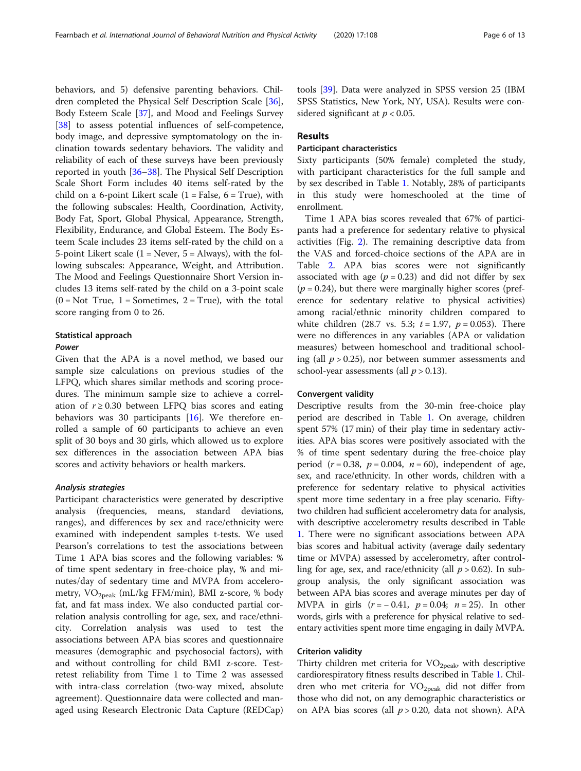behaviors, and 5) defensive parenting behaviors. Children completed the Physical Self Description Scale [36], Body Esteem Scale [37], and Mood and Feelings Survey [38] to assess potential influences of self-competence, body image, and depressive symptomatology on the inclination towards sedentary behaviors. The validity and reliability of each of these surveys have been previously reported in youth [36–38]. The Physical Self Description Scale Short Form includes 40 items self-rated by the child on a 6-point Likert scale (1 = False, 6 = True), with the following subscales: Health, Coordination, Activity, Body Fat, Sport, Global Physical, Appearance, Strength, Flexibility, Endurance, and Global Esteem. The Body Esteem Scale includes 23 items self-rated by the child on a 5-point Likert scale (1 = Never, 5 = Always), with the following subscales: Appearance, Weight, and Attribution. The Mood and Feelings Questionnaire Short Version includes 13 items self-rated by the child on a 3-point scale (0 = Not True, 1 = Sometimes, 2 = True), with the total score ranging from 0 to 26.

### Statistical approach

#### Power

Given that the APA is a novel method, we based our sample size calculations on previous studies of the LFPQ, which shares similar methods and scoring procedures. The minimum sample size to achieve a correlation of $r \geq 0.30$ between LFPQ bias scores and eating behaviors was 30 participants [16]. We therefore enrolled a sample of 60 participants to achieve an even split of 30 boys and 30 girls, which allowed us to explore sex differences in the association between APA bias scores and activity behaviors or health markers.

#### Analysis strategies

Participant characteristics were generated by descriptive analysis (frequencies, means, standard deviations, ranges), and differences by sex and race/ethnicity were examined with independent samples t-tests. We used Pearson's correlations to test the associations between Time 1 APA bias scores and the following variables: % of time spent sedentary in free-choice play, % and minutes/day of sedentary time and MVPA from accelerometry, $VO_{2peak}$ (mL/kg FFM/min), BMI z-score, % body fat, and fat mass index. We also conducted partial correlation analysis controlling for age, sex, and race/ethnicity. Correlation analysis was used to test the associations between APA bias scores and questionnaire measures (demographic and psychosocial factors), with and without controlling for child BMI z-score. Test-retest reliability from Time 1 to Time 2 was assessed with intra-class correlation (two-way mixed, absolute agreement). Questionnaire data were collected and managed using Research Electronic Data Capture (REDCap) tools [39]. Data were analyzed in SPSS version 25 (IBM SPSS Statistics, New York, NY, USA). Results were considered significant at $p < 0.05$.

## Results

### Participant characteristics

Sixty participants (50% female) completed the study, with participant characteristics for the full sample and by sex described in Table 1. Notably, 28% of participants in this study were homeschooled at the time of enrollment.

Time 1 APA bias scores revealed that 67% of participants had a preference for sedentary relative to physical activities (Fig. 2). The remaining descriptive data from the VAS and forced-choice sections of the APA are in Table 2. APA bias scores were not significantly associated with age ($p = 0.23$) and did not differ by sex ($p = 0.24$), but there were marginally higher scores (preference for sedentary relative to physical activities) among racial/ethnic minority children compared to white children (28.7 vs. 5.3; $t = 1.97$, $p = 0.053$). There were no differences in any variables (APA or validation measures) between homeschool and traditional schooling (all $p > 0.25$), nor between summer assessments and school-year assessments (all $p > 0.13$).

### Convergent validity

Descriptive results from the 30-min free-choice play period are described in Table 1. On average, children spent 57% (17 min) of their play time in sedentary activities. APA bias scores were positively associated with the % of time spent sedentary during the free-choice play period ($r = 0.38$, $p = 0.004$, $n = 60$), independent of age, sex, and race/ethnicity. In other words, children with a preference for sedentary relative to physical activities spent more time sedentary in a free play scenario. Fifty-two children had sufficient accelerometry data for analysis, with descriptive accelerometry results described in Table 1. There were no significant associations between APA bias scores and habitual activity (average daily sedentary time or MVPA) assessed by accelerometry, after controlling for age, sex, and race/ethnicity (all $p > 0.62$). In subgroup analysis, the only significant association was between APA bias scores and average minutes per day of MVPA in girls ($r = -0.41$, $p = 0.04$; $n = 25$). In other words, girls with a preference for physical relative to sedentary activities spent more time engaging in daily MVPA.

### Criterion validity

Thirty children met criteria for $VO_{2peak}$, with descriptive cardiorespiratory fitness results described in Table 1. Children who met criteria for $VO_{2peak}$ did not differ from those who did not, on any demographic characteristics or on APA bias scores (all $p > 0.20$, data not shown). APA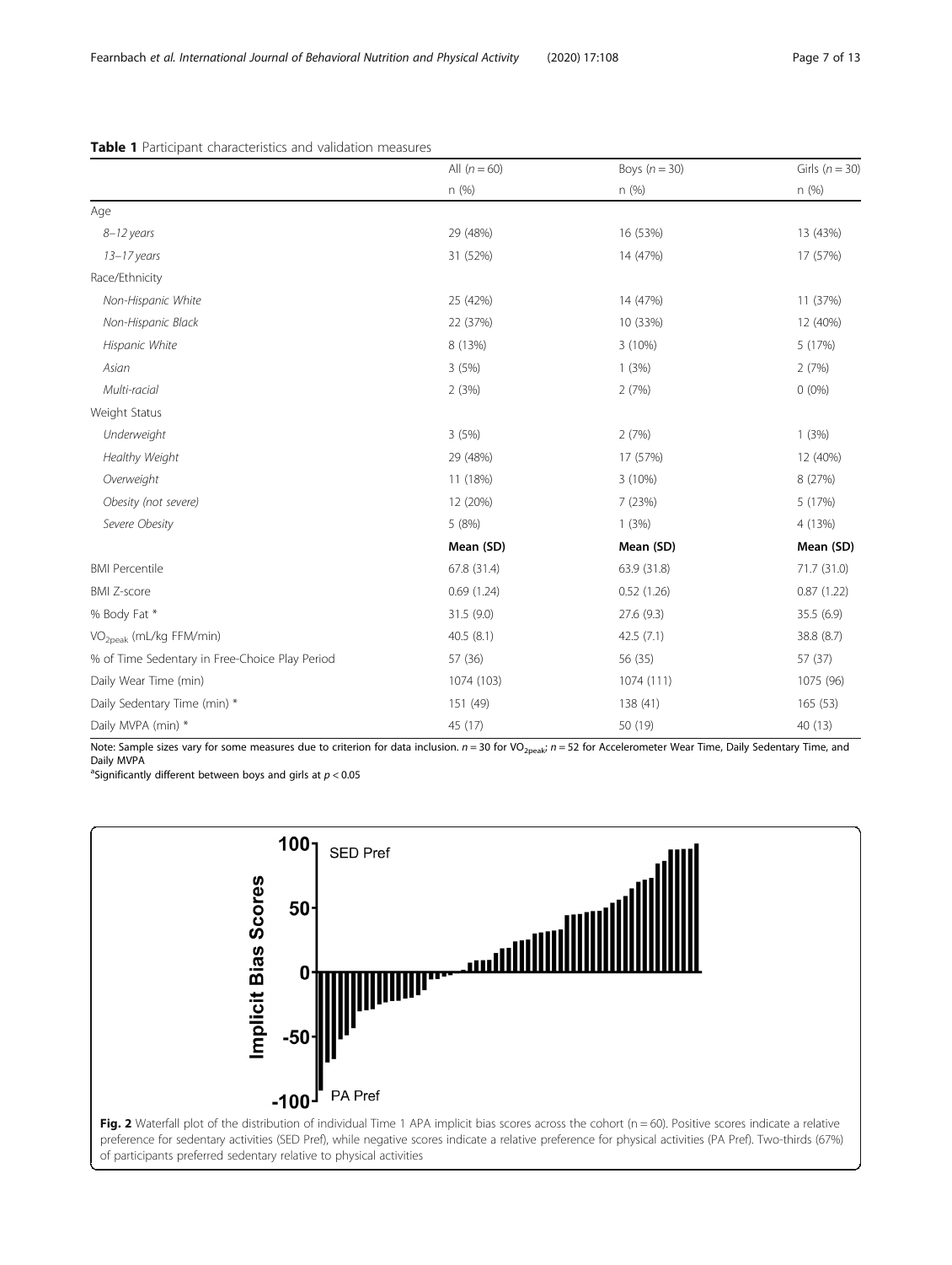**Table 1** Participant characteristics and validation measures

| | All ($n = 60$) | Boys ($n = 30$) | Girls ($n = 30$) |
|---|---|---|---|
| | n (%) | n (%) | n (%) |
| Age | | | |
| *8–12 years* | 29 (48%) | 16 (53%) | 13 (43%) |
| *13–17 years* | 31 (52%) | 14 (47%) | 17 (57%) |
| Race/Ethnicity | | | |
| *Non-Hispanic White* | 25 (42%) | 14 (47%) | 11 (37%) |
| *Non-Hispanic Black* | 22 (37%) | 10 (33%) | 12 (40%) |
| *Hispanic White* | 8 (13%) | 3 (10%) | 5 (17%) |
| *Asian* | 3 (5%) | 1 (3%) | 2 (7%) |
| *Multi-racial* | 2 (3%) | 2 (7%) | 0 (0%) |
| Weight Status | | | |
| *Underweight* | 3 (5%) | 2 (7%) | 1 (3%) |
| *Healthy Weight* | 29 (48%) | 17 (57%) | 12 (40%) |
| *Overweight* | 11 (18%) | 3 (10%) | 8 (27%) |
| *Obesity (not severe)* | 12 (20%) | 7 (23%) | 5 (17%) |
| *Severe Obesity* | 5 (8%) | 1 (3%) | 4 (13%) |
| | **Mean (SD)** | **Mean (SD)** | **Mean (SD)** |
| BMI Percentile | 67.8 (31.4) | 63.9 (31.8) | 71.7 (31.0) |
| BMI Z-score | 0.69 (1.24) | 0.52 (1.26) | 0.87 (1.22) |
| % Body Fat * | 31.5 (9.0) | 27.6 (9.3) | 35.5 (6.9) |
| $VO_{2peak}$ (mL/kg FFM/min) | 40.5 (8.1) | 42.5 (7.1) | 38.8 (8.7) |
| % of Time Sedentary in Free-Choice Play Period | 57 (36) | 56 (35) | 57 (37) |
| Daily Wear Time (min) | 1074 (103) | 1074 (111) | 1075 (96) |
| Daily Sedentary Time (min) * | 151 (49) | 138 (41) | 165 (53) |
| Daily MVPA (min) * | 45 (17) | 50 (19) | 40 (13) |

Note: Sample sizes vary for some measures due to criterion for data inclusion. $n = 30$ for $VO_{2peak}$; $n = 52$ for Accelerometer Wear Time, Daily Sedentary Time, and Daily MVPA

[a]Significantly different between boys and girls at $p < 0.05$

**Fig. 2** Waterfall plot of the distribution of individual Time 1 APA implicit bias scores across the cohort (n = 60). Positive scores indicate a relative preference for sedentary activities (SED Pref), while negative scores indicate a relative preference for physical activities (PA Pref). Two-thirds (67%) of participants preferred sedentary relative to physical activities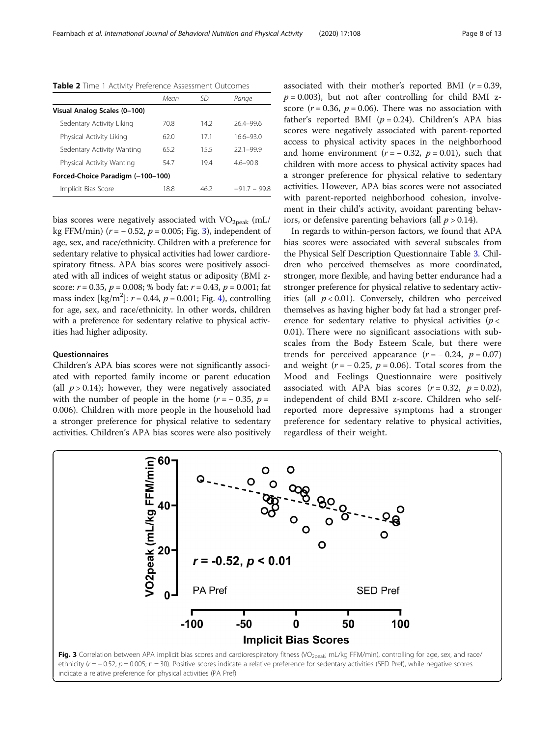**Table 2** Time 1 Activity Preference Assessment Outcomes

| | Mean | SD | Range |
|---|---|---|---|
| **Visual Analog Scales (0–100)** | | | |
| Sedentary Activity Liking | 70.8 | 14.2 | 26.4–99.6 |
| Physical Activity Liking | 62.0 | 17.1 | 16.6–93.0 |
| Sedentary Activity Wanting | 65.2 | 15.5 | 22.1–99.9 |
| Physical Activity Wanting | 54.7 | 19.4 | 4.6–90.8 |
| **Forced-Choice Paradigm (−100–100)** | | | |
| Implicit Bias Score | 18.8 | 46.2 | −91.7 – 99.8 |

bias scores were negatively associated with $VO_{2peak}$ (mL/kg FFM/min) ($r = -0.52$, $p = 0.005$; Fig. 3), independent of age, sex, and race/ethnicity. Children with a preference for sedentary relative to physical activities had lower cardiorespiratory fitness. APA bias scores were positively associated with all indices of weight status or adiposity (BMI z-score: $r = 0.35$, $p = 0.008$; % body fat: $r = 0.43$, $p = 0.001$; fat mass index [kg/m$^2$]: $r = 0.44$, $p = 0.001$; Fig. 4), controlling for age, sex, and race/ethnicity. In other words, children with a preference for sedentary relative to physical activities had higher adiposity.

### Questionnaires

Children's APA bias scores were not significantly associated with reported family income or parent education (all $p > 0.14$); however, they were negatively associated with the number of people in the home ($r = -0.35$, $p = 0.006$). Children with more people in the household had a stronger preference for physical relative to sedentary activities. Children's APA bias scores were also positively associated with their mother's reported BMI ($r = 0.39$, $p = 0.003$), but not after controlling for child BMI z-score ($r = 0.36$, $p = 0.06$). There was no association with father's reported BMI ($p = 0.24$). Children's APA bias scores were negatively associated with parent-reported access to physical activity spaces in the neighborhood and home environment ($r = -0.32$, $p = 0.01$), such that children with more access to physical activity spaces had a stronger preference for physical relative to sedentary activities. However, APA bias scores were not associated with parent-reported neighborhood cohesion, involvement in their child's activity, avoidant parenting behaviors, or defensive parenting behaviors (all $p > 0.14$).

In regards to within-person factors, we found that APA bias scores were associated with several subscales from the Physical Self Description Questionnaire Table 3. Children who perceived themselves as more coordinated, stronger, more flexible, and having better endurance had a stronger preference for physical relative to sedentary activities (all $p < 0.01$). Conversely, children who perceived themselves as having higher body fat had a stronger preference for sedentary relative to physical activities ($p < 0.01$). There were no significant associations with subscales from the Body Esteem Scale, but there were trends for perceived appearance ($r = -0.24$, $p = 0.07$) and weight ($r = -0.25$, $p = 0.06$). Total scores from the Mood and Feelings Questionnaire were positively associated with APA bias scores ($r = 0.32$, $p = 0.02$), independent of child BMI z-score. Children who self-reported more depressive symptoms had a stronger preference for sedentary relative to physical activities, regardless of their weight.

**Fig. 3** Correlation between APA implicit bias scores and cardiorespiratory fitness ($VO_{2peak}$; mL/kg FFM/min), controlling for age, sex, and race/ethnicity ($r = -0.52$, $p = 0.005$; n = 30). Positive scores indicate a relative preference for sedentary activities (SED Pref), while negative scores indicate a relative preference for physical activities (PA Pref)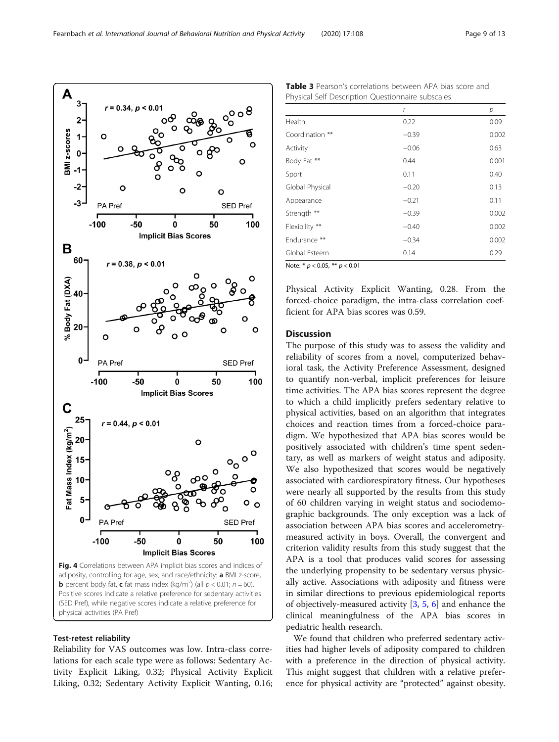Fig. 4 Correlations between APA implicit bias scores and indices of adiposity, controlling for age, sex, and race/ethnicity: **a** BMI z-score, **b** percent body fat, **c** fat mass index (kg/m$^2$) (all $p < 0.01$; $n = 60$). Positive scores indicate a relative preference for sedentary activities (SED Pref), while negative scores indicate a relative preference for physical activities (PA Pref)

**Table 3** Pearson's correlations between APA bias score and Physical Self Description Questionnaire subscales

| | $r$ | $p$ |
|---|---|---|
| Health | 0.22 | 0.09 |
| Coordination ** | −0.39 | 0.002 |
| Activity | −0.06 | 0.63 |
| Body Fat ** | 0.44 | 0.001 |
| Sport | 0.11 | 0.40 |
| Global Physical | −0.20 | 0.13 |
| Appearance | −0.21 | 0.11 |
| Strength ** | −0.39 | 0.002 |
| Flexibility ** | −0.40 | 0.002 |
| Endurance ** | −0.34 | 0.002 |
| Global Esteem | 0.14 | 0.29 |

Note: * $p < 0.05$, ** $p < 0.01$

### Test-retest reliability

Reliability for VAS outcomes was low. Intra-class correlations for each scale type were as follows: Sedentary Activity Explicit Liking, 0.32; Physical Activity Explicit Liking, 0.32; Sedentary Activity Explicit Wanting, 0.16; Physical Activity Explicit Wanting, 0.28. From the forced-choice paradigm, the intra-class correlation coefficient for APA bias scores was 0.59.

## Discussion

The purpose of this study was to assess the validity and reliability of scores from a novel, computerized behavioral task, the Activity Preference Assessment, designed to quantify non-verbal, implicit preferences for leisure time activities. The APA bias scores represent the degree to which a child implicitly prefers sedentary relative to physical activities, based on an algorithm that integrates choices and reaction times from a forced-choice paradigm. We hypothesized that APA bias scores would be positively associated with children's time spent sedentary, as well as markers of weight status and adiposity. We also hypothesized that scores would be negatively associated with cardiorespiratory fitness. Our hypotheses were nearly all supported by the results from this study of 60 children varying in weight status and sociodemographic backgrounds. The only exception was a lack of association between APA bias scores and accelerometry-measured activity in boys. Overall, the convergent and criterion validity results from this study suggest that the APA is a tool that produces valid scores for assessing the underlying propensity to be sedentary versus physically active. Associations with adiposity and fitness were in similar directions to previous epidemiological reports of objectively-measured activity [3, 5, 6] and enhance the clinical meaningfulness of the APA bias scores in pediatric health research.

We found that children who preferred sedentary activities had higher levels of adiposity compared to children with a preference in the direction of physical activity. This might suggest that children with a relative preference for physical activity are "protected" against obesity.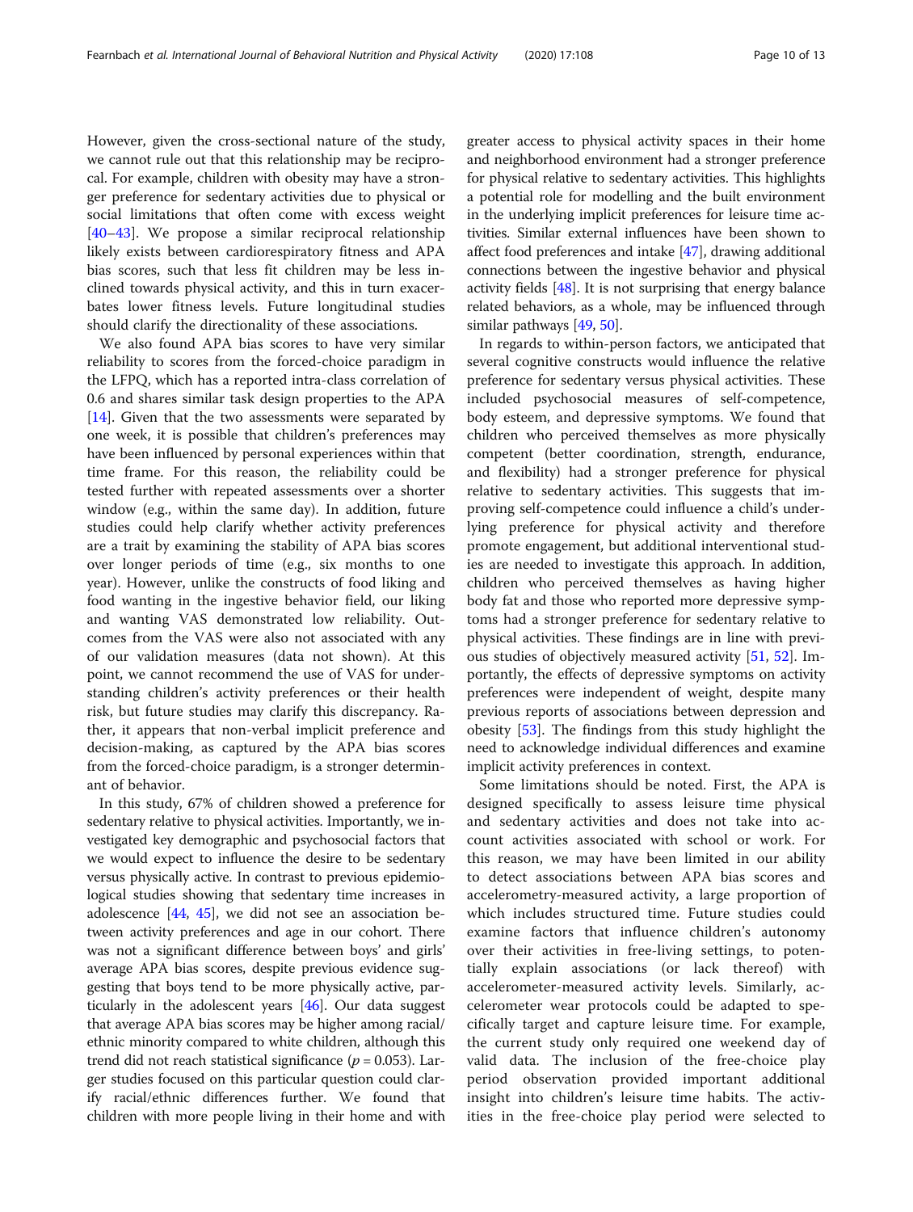However, given the cross-sectional nature of the study, we cannot rule out that this relationship may be reciprocal. For example, children with obesity may have a stronger preference for sedentary activities due to physical or social limitations that often come with excess weight [40–43]. We propose a similar reciprocal relationship likely exists between cardiorespiratory fitness and APA bias scores, such that less fit children may be less inclined towards physical activity, and this in turn exacerbates lower fitness levels. Future longitudinal studies should clarify the directionality of these associations.

We also found APA bias scores to have very similar reliability to scores from the forced-choice paradigm in the LFPQ, which has a reported intra-class correlation of 0.6 and shares similar task design properties to the APA [14]. Given that the two assessments were separated by one week, it is possible that children's preferences may have been influenced by personal experiences within that time frame. For this reason, the reliability could be tested further with repeated assessments over a shorter window (e.g., within the same day). In addition, future studies could help clarify whether activity preferences are a trait by examining the stability of APA bias scores over longer periods of time (e.g., six months to one year). However, unlike the constructs of food liking and food wanting in the ingestive behavior field, our liking and wanting VAS demonstrated low reliability. Outcomes from the VAS were also not associated with any of our validation measures (data not shown). At this point, we cannot recommend the use of VAS for understanding children's activity preferences or their health risk, but future studies may clarify this discrepancy. Rather, it appears that non-verbal implicit preference and decision-making, as captured by the APA bias scores from the forced-choice paradigm, is a stronger determinant of behavior.

In this study, 67% of children showed a preference for sedentary relative to physical activities. Importantly, we investigated key demographic and psychosocial factors that we would expect to influence the desire to be sedentary versus physically active. In contrast to previous epidemiological studies showing that sedentary time increases in adolescence [44, 45], we did not see an association between activity preferences and age in our cohort. There was not a significant difference between boys' and girls' average APA bias scores, despite previous evidence suggesting that boys tend to be more physically active, particularly in the adolescent years [46]. Our data suggest that average APA bias scores may be higher among racial/ethnic minority compared to white children, although this trend did not reach statistical significance ($p = 0.053$). Larger studies focused on this particular question could clarify racial/ethnic differences further. We found that children with more people living in their home and with greater access to physical activity spaces in their home and neighborhood environment had a stronger preference for physical relative to sedentary activities. This highlights a potential role for modelling and the built environment in the underlying implicit preferences for leisure time activities. Similar external influences have been shown to affect food preferences and intake [47], drawing additional connections between the ingestive behavior and physical activity fields [48]. It is not surprising that energy balance related behaviors, as a whole, may be influenced through similar pathways [49, 50].

In regards to within-person factors, we anticipated that several cognitive constructs would influence the relative preference for sedentary versus physical activities. These included psychosocial measures of self-competence, body esteem, and depressive symptoms. We found that children who perceived themselves as more physically competent (better coordination, strength, endurance, and flexibility) had a stronger preference for physical relative to sedentary activities. This suggests that improving self-competence could influence a child's underlying preference for physical activity and therefore promote engagement, but additional interventional studies are needed to investigate this approach. In addition, children who perceived themselves as having higher body fat and those who reported more depressive symptoms had a stronger preference for sedentary relative to physical activities. These findings are in line with previous studies of objectively measured activity [51, 52]. Importantly, the effects of depressive symptoms on activity preferences were independent of weight, despite many previous reports of associations between depression and obesity [53]. The findings from this study highlight the need to acknowledge individual differences and examine implicit activity preferences in context.

Some limitations should be noted. First, the APA is designed specifically to assess leisure time physical and sedentary activities and does not take into account activities associated with school or work. For this reason, we may have been limited in our ability to detect associations between APA bias scores and accelerometry-measured activity, a large proportion of which includes structured time. Future studies could examine factors that influence children's autonomy over their activities in free-living settings, to potentially explain associations (or lack thereof) with accelerometer-measured activity levels. Similarly, accelerometer wear protocols could be adapted to specifically target and capture leisure time. For example, the current study only required one weekend day of valid data. The inclusion of the free-choice play period observation provided important additional insight into children's leisure time habits. The activities in the free-choice play period were selected to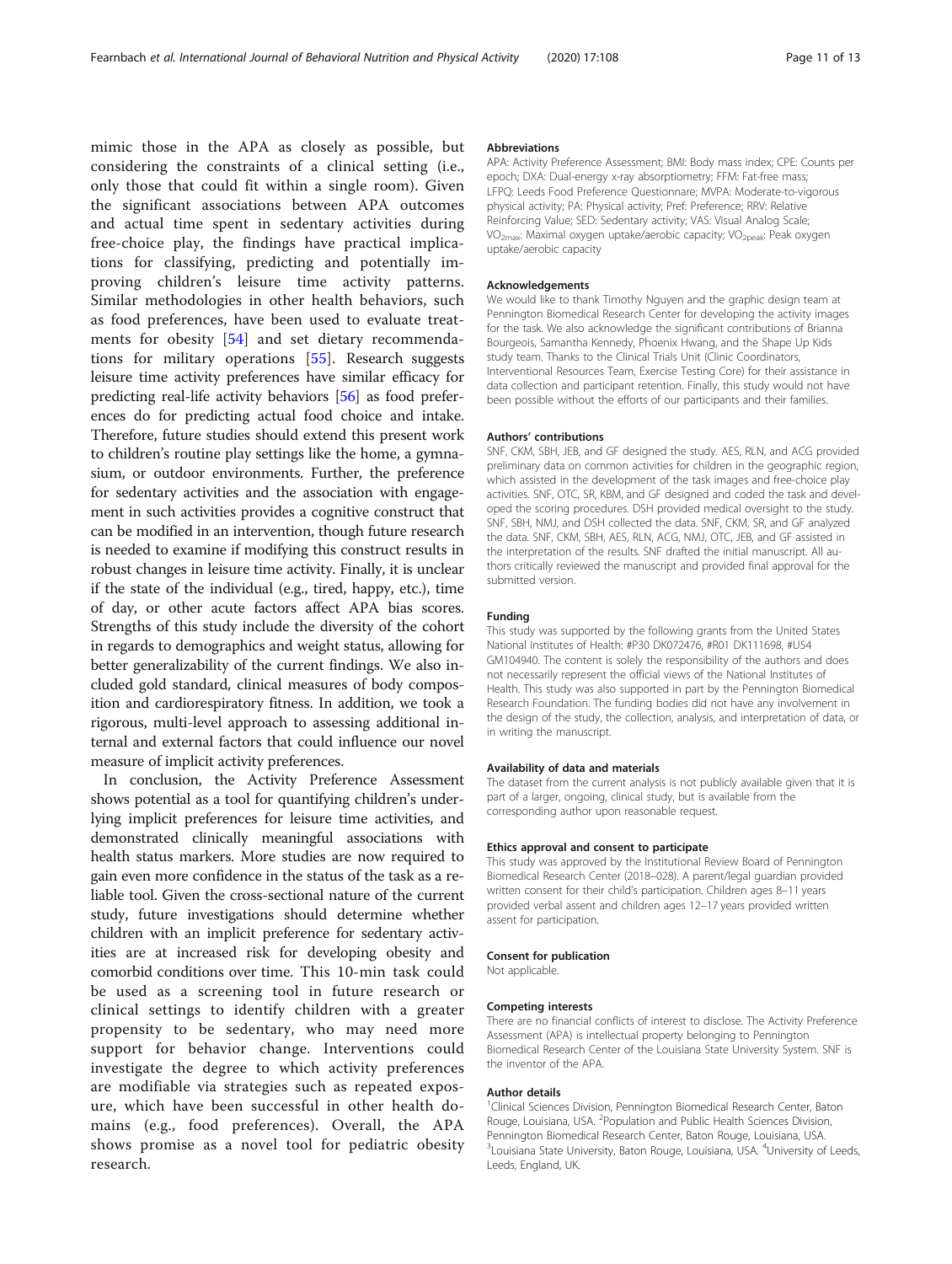mimic those in the APA as closely as possible, but considering the constraints of a clinical setting (i.e., only those that could fit within a single room). Given the significant associations between APA outcomes and actual time spent in sedentary activities during free-choice play, the findings have practical implications for classifying, predicting and potentially improving children's leisure time activity patterns. Similar methodologies in other health behaviors, such as food preferences, have been used to evaluate treatments for obesity [54] and set dietary recommendations for military operations [55]. Research suggests leisure time activity preferences have similar efficacy for predicting real-life activity behaviors [56] as food preferences do for predicting actual food choice and intake. Therefore, future studies should extend this present work to children's routine play settings like the home, a gymnasium, or outdoor environments. Further, the preference for sedentary activities and the association with engagement in such activities provides a cognitive construct that can be modified in an intervention, though future research is needed to examine if modifying this construct results in robust changes in leisure time activity. Finally, it is unclear if the state of the individual (e.g., tired, happy, etc.), time of day, or other acute factors affect APA bias scores. Strengths of this study include the diversity of the cohort in regards to demographics and weight status, allowing for better generalizability of the current findings. We also included gold standard, clinical measures of body composition and cardiorespiratory fitness. In addition, we took a rigorous, multi-level approach to assessing additional internal and external factors that could influence our novel measure of implicit activity preferences.

In conclusion, the Activity Preference Assessment shows potential as a tool for quantifying children's underlying implicit preferences for leisure time activities, and demonstrated clinically meaningful associations with health status markers. More studies are now required to gain even more confidence in the status of the task as a reliable tool. Given the cross-sectional nature of the current study, future investigations should determine whether children with an implicit preference for sedentary activities are at increased risk for developing obesity and comorbid conditions over time. This 10-min task could be used as a screening tool in future research or clinical settings to identify children with a greater propensity to be sedentary, who may need more support for behavior change. Interventions could investigate the degree to which activity preferences are modifiable via strategies such as repeated exposure, which have been successful in other health domains (e.g., food preferences). Overall, the APA shows promise as a novel tool for pediatric obesity research.

#### Abbreviations

APA: Activity Preference Assessment; BMI: Body mass index; CPE: Counts per epoch; DXA: Dual-energy x-ray absorptiometry; FFM: Fat-free mass; LFPQ: Leeds Food Preference Questionnare; MVPA: Moderate-to-vigorous physical activity; PA: Physical activity; Pref: Preference; RRV: Relative Reinforcing Value; SED: Sedentary activity; VAS: Visual Analog Scale; $VO_{2max}$: Maximal oxygen uptake/aerobic capacity; $VO_{2peak}$: Peak oxygen uptake/aerobic capacity

#### Acknowledgements

We would like to thank Timothy Nguyen and the graphic design team at Pennington Biomedical Research Center for developing the activity images for the task. We also acknowledge the significant contributions of Brianna Bourgeois, Samantha Kennedy, Phoenix Hwang, and the Shape Up Kids study team. Thanks to the Clinical Trials Unit (Clinic Coordinators, Interventional Resources Team, Exercise Testing Core) for their assistance in data collection and participant retention. Finally, this study would not have been possible without the efforts of our participants and their families.

#### Authors' contributions

SNF, CKM, SBH, JEB, and GF designed the study. AES, RLN, and ACG provided preliminary data on common activities for children in the geographic region, which assisted in the development of the task images and free-choice play activities. SNF, OTC, SR, KBM, and GF designed and coded the task and developed the scoring procedures. DSH provided medical oversight to the study. SNF, SBH, NMJ, and DSH collected the data. SNF, CKM, SR, and GF analyzed the data. SNF, CKM, SBH, AES, RLN, ACG, NMJ, OTC, JEB, and GF assisted in the interpretation of the results. SNF drafted the initial manuscript. All authors critically reviewed the manuscript and provided final approval for the submitted version.

#### Funding

This study was supported by the following grants from the United States National Institutes of Health: #P30 DK072476, #R01 DK111698, #U54 GM104940. The content is solely the responsibility of the authors and does not necessarily represent the official views of the National Institutes of Health. This study was also supported in part by the Pennington Biomedical Research Foundation. The funding bodies did not have any involvement in the design of the study, the collection, analysis, and interpretation of data, or in writing the manuscript.

#### Availability of data and materials

The dataset from the current analysis is not publicly available given that it is part of a larger, ongoing, clinical study, but is available from the corresponding author upon reasonable request.

#### Ethics approval and consent to participate

This study was approved by the Institutional Review Board of Pennington Biomedical Research Center (2018–028). A parent/legal guardian provided written consent for their child's participation. Children ages 8–11 years provided verbal assent and children ages 12–17 years provided written assent for participation.

#### Consent for publication

Not applicable.

#### Competing interests

There are no financial conflicts of interest to disclose. The Activity Preference Assessment (APA) is intellectual property belonging to Pennington Biomedical Research Center of the Louisiana State University System. SNF is the inventor of the APA.

#### Author details

[1]Clinical Sciences Division, Pennington Biomedical Research Center, Baton Rouge, Louisiana, USA. [2]Population and Public Health Sciences Division, Pennington Biomedical Research Center, Baton Rouge, Louisiana, USA. [3]Louisiana State University, Baton Rouge, Louisiana, USA. [4]University of Leeds, Leeds, England, UK.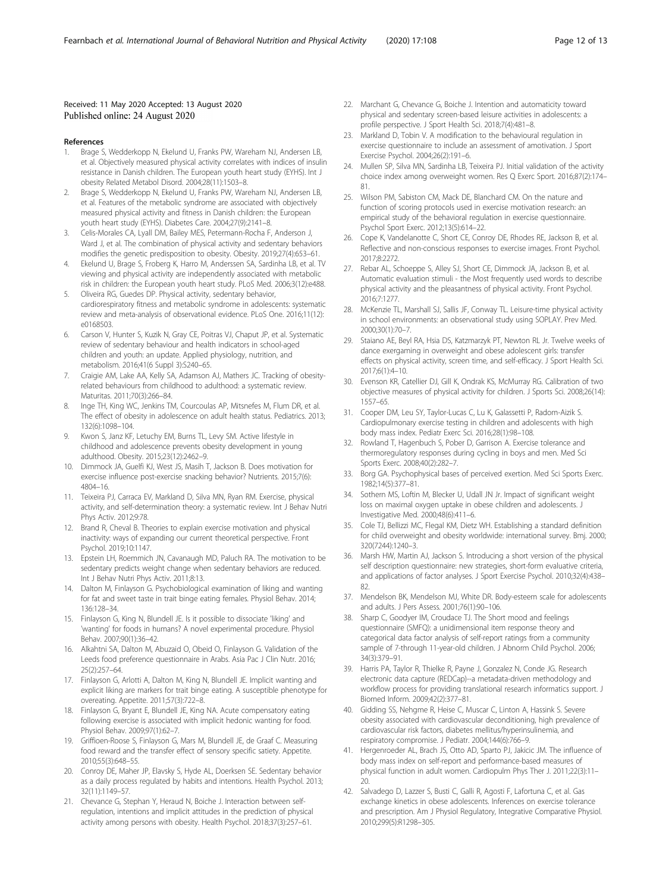Received: 11 May 2020 Accepted: 13 August 2020
Published online: 24 August 2020

## References

1. Brage S, Wedderkopp N, Ekelund U, Franks PW, Wareham NJ, Andersen LB, et al. Objectively measured physical activity correlates with indices of insulin resistance in Danish children. The European youth heart study (EYHS). Int J obesity Related Metabol Disord. 2004;28(11):1503–8.
2. Brage S, Wedderkopp N, Ekelund U, Franks PW, Wareham NJ, Andersen LB, et al. Features of the metabolic syndrome are associated with objectively measured physical activity and fitness in Danish children: the European youth heart study (EYHS). Diabetes Care. 2004;27(9):2141–8.
3. Celis-Morales CA, Lyall DM, Bailey MES, Petermann-Rocha F, Anderson J, Ward J, et al. The combination of physical activity and sedentary behaviors modifies the genetic predisposition to obesity. Obesity. 2019;27(4):653–61.
4. Ekelund U, Brage S, Froberg K, Harro M, Anderssen SA, Sardinha LB, et al. TV viewing and physical activity are independently associated with metabolic risk in children: the European youth heart study. PLoS Med. 2006;3(12):e488.
5. Oliveira RG, Guedes DP. Physical activity, sedentary behavior, cardiorespiratory fitness and metabolic syndrome in adolescents: systematic review and meta-analysis of observational evidence. PLoS One. 2016;11(12):e0168503.
6. Carson V, Hunter S, Kuzik N, Gray CE, Poitras VJ, Chaput JP, et al. Systematic review of sedentary behaviour and health indicators in school-aged children and youth: an update. Applied physiology, nutrition, and metabolism. 2016;41(6 Suppl 3):S240–65.
7. Craigie AM, Lake AA, Kelly SA, Adamson AJ, Mathers JC. Tracking of obesity-related behaviours from childhood to adulthood: a systematic review. Maturitas. 2011;70(3):266–84.
8. Inge TH, King WC, Jenkins TM, Courcoulas AP, Mitsnefes M, Flum DR, et al. The effect of obesity in adolescence on adult health status. Pediatrics. 2013;132(6):1098–104.
9. Kwon S, Janz KF, Letuchy EM, Burns TL, Levy SM. Active lifestyle in childhood and adolescence prevents obesity development in young adulthood. Obesity. 2015;23(12):2462–9.
10. Dimmock JA, Guelfi KJ, West JS, Masih T, Jackson B. Does motivation for exercise influence post-exercise snacking behavior? Nutrients. 2015;7(6):4804–16.
11. Teixeira PJ, Carraca EV, Markland D, Silva MN, Ryan RM. Exercise, physical activity, and self-determination theory: a systematic review. Int J Behav Nutri Phys Activ. 2012;9:78.
12. Brand R, Cheval B. Theories to explain exercise motivation and physical inactivity: ways of expanding our current theoretical perspective. Front Psychol. 2019;10:1147.
13. Epstein LH, Roemmich JN, Cavanaugh MD, Paluch RA. The motivation to be sedentary predicts weight change when sedentary behaviors are reduced. Int J Behav Nutri Phys Activ. 2011;8:13.
14. Dalton M, Finlayson G. Psychobiological examination of liking and wanting for fat and sweet taste in trait binge eating females. Physiol Behav. 2014;136:128–34.
15. Finlayson G, King N, Blundell JE. Is it possible to dissociate 'liking' and 'wanting' for foods in humans? A novel experimental procedure. Physiol Behav. 2007;90(1):36–42.
16. Alkahtni SA, Dalton M, Abuzaid O, Obeid O, Finlayson G. Validation of the Leeds food preference questionnaire in Arabs. Asia Pac J Clin Nutr. 2016;25(2):257–64.
17. Finlayson G, Arlotti A, Dalton M, King N, Blundell JE. Implicit wanting and explicit liking are markers for trait binge eating. A susceptible phenotype for overeating. Appetite. 2011;57(3):722–8.
18. Finlayson G, Bryant E, Blundell JE, King NA. Acute compensatory eating following exercise is associated with implicit hedonic wanting for food. Physiol Behav. 2009;97(1):62–7.
19. Griffioen-Roose S, Finlayson G, Mars M, Blundell JE, de Graaf C. Measuring food reward and the transfer effect of sensory specific satiety. Appetite. 2010;55(3):648–55.
20. Conroy DE, Maher JP, Elavsky S, Hyde AL, Doerksen SE. Sedentary behavior as a daily process regulated by habits and intentions. Health Psychol. 2013;32(11):1149–57.
21. Chevance G, Stephan Y, Heraud N, Boiche J. Interaction between self-regulation, intentions and implicit attitudes in the prediction of physical activity among persons with obesity. Health Psychol. 2018;37(3):257–61.
22. Marchant G, Chevance G, Boiche J. Intention and automaticity toward physical and sedentary screen-based leisure activities in adolescents: a profile perspective. J Sport Health Sci. 2018;7(4):481–8.
23. Markland D, Tobin V. A modification to the behavioural regulation in exercise questionnaire to include an assessment of amotivation. J Sport Exercise Psychol. 2004;26(2):191–6.
24. Mullen SP, Silva MN, Sardinha LB, Teixeira PJ. Initial validation of the activity choice index among overweight women. Res Q Exerc Sport. 2016;87(2):174–81.
25. Wilson PM, Sabiston CM, Mack DE, Blanchard CM. On the nature and function of scoring protocols used in exercise motivation research: an empirical study of the behavioral regulation in exercise questionnaire. Psychol Sport Exerc. 2012;13(5):614–22.
26. Cope K, Vandelanotte C, Short CE, Conroy DE, Rhodes RE, Jackson B, et al. Reflective and non-conscious responses to exercise images. Front Psychol. 2017;8:2272.
27. Rebar AL, Schoeppe S, Alley SJ, Short CE, Dimmock JA, Jackson B, et al. Automatic evaluation stimuli - the Most frequently used words to describe physical activity and the pleasantness of physical activity. Front Psychol. 2016;7:1277.
28. McKenzie TL, Marshall SJ, Sallis JF, Conway TL. Leisure-time physical activity in school environments: an observational study using SOPLAY. Prev Med. 2000;30(1):70–7.
29. Staiano AE, Beyl RA, Hsia DS, Katzmarzyk PT, Newton RL Jr. Twelve weeks of dance exergaming in overweight and obese adolescent girls: transfer effects on physical activity, screen time, and self-efficacy. J Sport Health Sci. 2017;6(1):4–10.
30. Evenson KR, Catellier DJ, Gill K, Ondrak KS, McMurray RG. Calibration of two objective measures of physical activity for children. J Sports Sci. 2008;26(14):1557–65.
31. Cooper DM, Leu SY, Taylor-Lucas C, Lu K, Galassetti P, Radom-Aizik S. Cardiopulmonary exercise testing in children and adolescents with high body mass index. Pediatr Exerc Sci. 2016;28(1):98–108.
32. Rowland T, Hagenbuch S, Pober D, Garrison A. Exercise tolerance and thermoregulatory responses during cycling in boys and men. Med Sci Sports Exerc. 2008;40(2):282–7.
33. Borg GA. Psychophysical bases of perceived exertion. Med Sci Sports Exerc. 1982;14(5):377–81.
34. Sothern MS, Loftin M, Blecker U, Udall JN Jr. Impact of significant weight loss on maximal oxygen uptake in obese children and adolescents. J Investigative Med. 2000;48(6):411–6.
35. Cole TJ, Bellizzi MC, Flegal KM, Dietz WH. Establishing a standard definition for child overweight and obesity worldwide: international survey. Bmj. 2000;320(7244):1240–3.
36. Marsh HW, Martin AJ, Jackson S. Introducing a short version of the physical self description questionnaire: new strategies, short-form evaluative criteria, and applications of factor analyses. J Sport Exercise Psychol. 2010;32(4):438–82.
37. Mendelson BK, Mendelson MJ, White DR. Body-esteem scale for adolescents and adults. J Pers Assess. 2001;76(1):90–106.
38. Sharp C, Goodyer IM, Croudace TJ. The Short mood and feelings questionnaire (SMFQ): a unidimensional item response theory and categorical data factor analysis of self-report ratings from a community sample of 7-through 11-year-old children. J Abnorm Child Psychol. 2006;34(3):379–91.
39. Harris PA, Taylor R, Thielke R, Payne J, Gonzalez N, Conde JG. Research electronic data capture (REDCap)--a metadata-driven methodology and workflow process for providing translational research informatics support. J Biomed Inform. 2009;42(2):377–81.
40. Gidding SS, Nehgme R, Heise C, Muscar C, Linton A, Hassink S. Severe obesity associated with cardiovascular deconditioning, high prevalence of cardiovascular risk factors, diabetes mellitus/hyperinsulinemia, and respiratory compromise. J Pediatr. 2004;144(6):766–9.
41. Hergenroeder AL, Brach JS, Otto AD, Sparto PJ, Jakicic JM. The influence of body mass index on self-report and performance-based measures of physical function in adult women. Cardiopulm Phys Ther J. 2011;22(3):11–20.
42. Salvadego D, Lazzer S, Busti C, Galli R, Agosti F, Lafortuna C, et al. Gas exchange kinetics in obese adolescents. Inferences on exercise tolerance and prescription. Am J Physiol Regulatory, Integrative Comparative Physiol. 2010;299(5):R1298–305.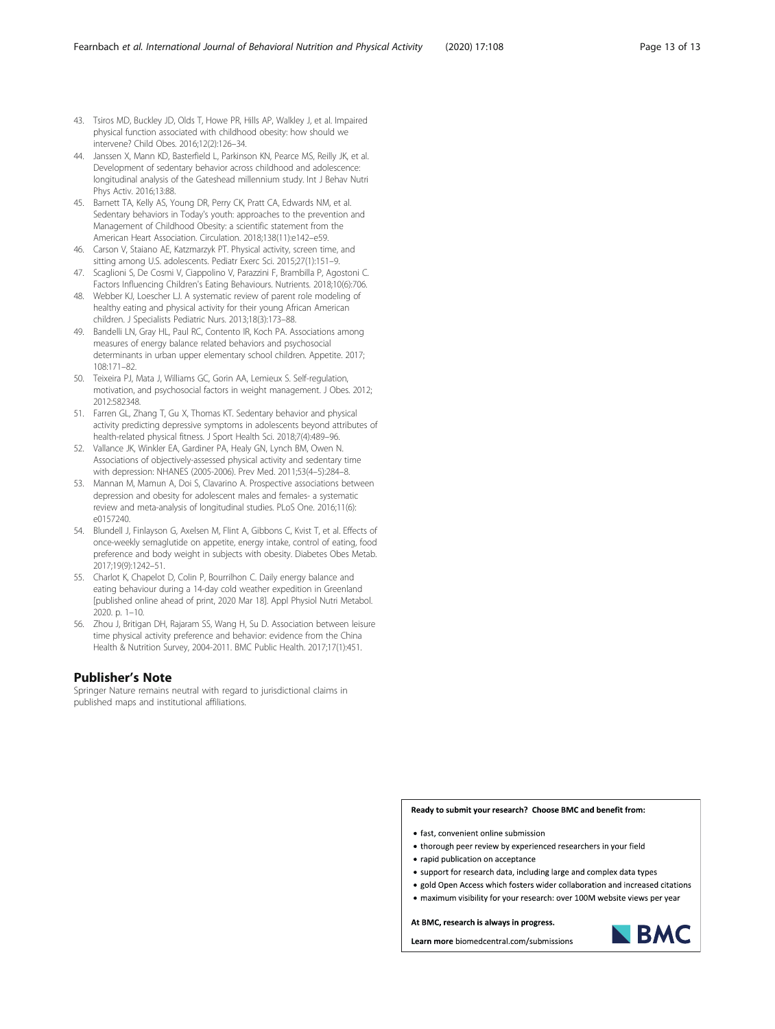43. Tsiros MD, Buckley JD, Olds T, Howe PR, Hills AP, Walkley J, et al. Impaired physical function associated with childhood obesity: how should we intervene? Child Obes. 2016;12(2):126–34.
44. Janssen X, Mann KD, Basterfield L, Parkinson KN, Pearce MS, Reilly JK, et al. Development of sedentary behavior across childhood and adolescence: longitudinal analysis of the Gateshead millennium study. Int J Behav Nutri Phys Activ. 2016;13:88.
45. Barnett TA, Kelly AS, Young DR, Perry CK, Pratt CA, Edwards NM, et al. Sedentary behaviors in Today's youth: approaches to the prevention and Management of Childhood Obesity: a scientific statement from the American Heart Association. Circulation. 2018;138(11):e142–e59.
46. Carson V, Staiano AE, Katzmarzyk PT. Physical activity, screen time, and sitting among U.S. adolescents. Pediatr Exerc Sci. 2015;27(1):151–9.
47. Scaglioni S, De Cosmi V, Ciappolino V, Parazzini F, Brambilla P, Agostoni C. Factors Influencing Children's Eating Behaviours. Nutrients. 2018;10(6):706.
48. Webber KJ, Loescher LJ. A systematic review of parent role modeling of healthy eating and physical activity for their young African American children. J Specialists Pediatric Nurs. 2013;18(3):173–88.
49. Bandelli LN, Gray HL, Paul RC, Contento IR, Koch PA. Associations among measures of energy balance related behaviors and psychosocial determinants in urban upper elementary school children. Appetite. 2017; 108:171–82.
50. Teixeira PJ, Mata J, Williams GC, Gorin AA, Lemieux S. Self-regulation, motivation, and psychosocial factors in weight management. J Obes. 2012; 2012:582348.
51. Farren GL, Zhang T, Gu X, Thomas KT. Sedentary behavior and physical activity predicting depressive symptoms in adolescents beyond attributes of health-related physical fitness. J Sport Health Sci. 2018;7(4):489–96.
52. Vallance JK, Winkler EA, Gardiner PA, Healy GN, Lynch BM, Owen N. Associations of objectively-assessed physical activity and sedentary time with depression: NHANES (2005-2006). Prev Med. 2011;53(4–5):284–8.
53. Mannan M, Mamun A, Doi S, Clavarino A. Prospective associations between depression and obesity for adolescent males and females- a systematic review and meta-analysis of longitudinal studies. PLoS One. 2016;11(6): e0157240.
54. Blundell J, Finlayson G, Axelsen M, Flint A, Gibbons C, Kvist T, et al. Effects of once-weekly semaglutide on appetite, energy intake, control of eating, food preference and body weight in subjects with obesity. Diabetes Obes Metab. 2017;19(9):1242–51.
55. Charlot K, Chapelot D, Colin P, Bourrilhon C. Daily energy balance and eating behaviour during a 14-day cold weather expedition in Greenland [published online ahead of print, 2020 Mar 18]. Appl Physiol Nutri Metabol. 2020. p. 1–10.
56. Zhou J, Britigan DH, Rajaram SS, Wang H, Su D. Association between leisure time physical activity preference and behavior: evidence from the China Health & Nutrition Survey, 2004-2011. BMC Public Health. 2017;17(1):451.

## Publisher's Note

Springer Nature remains neutral with regard to jurisdictional claims in published maps and institutional affiliations.

**Ready to submit your research? Choose BMC and benefit from:**

- fast, convenient online submission
- thorough peer review by experienced researchers in your field
- rapid publication on acceptance
- support for research data, including large and complex data types
- gold Open Access which fosters wider collaboration and increased citations
- maximum visibility for your research: over 100M website views per year

**At BMC, research is always in progress.**

**Learn more** biomedcentral.com/submissions

BMC